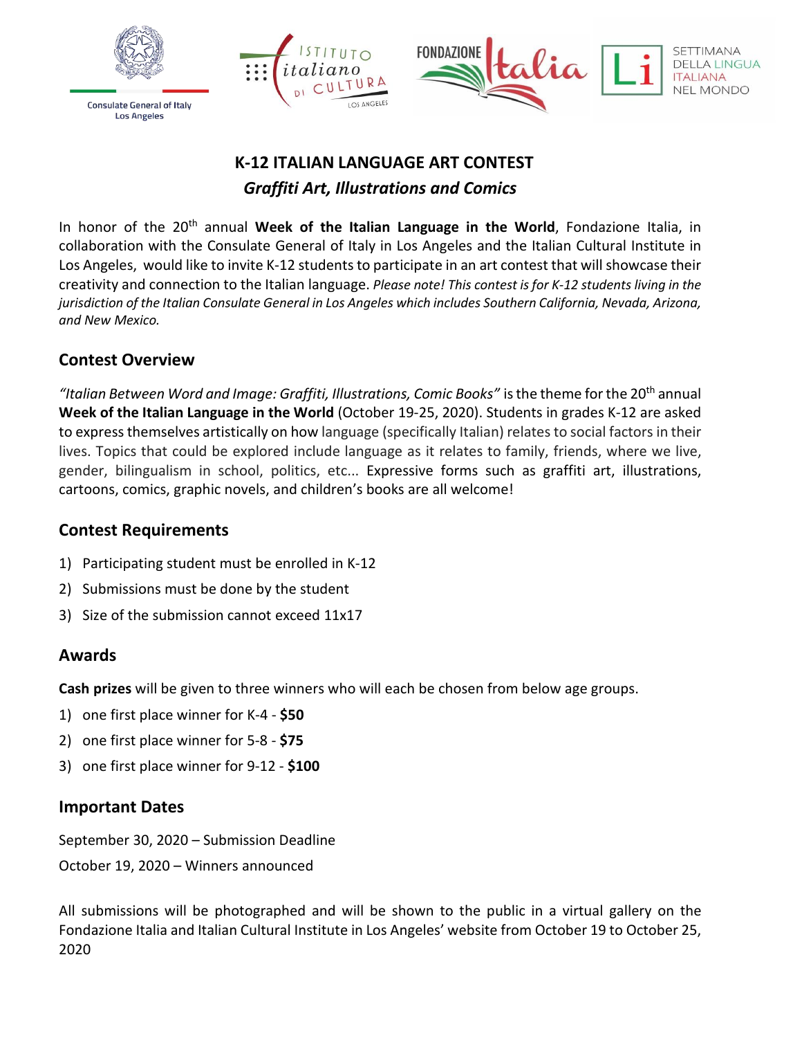Consulate General of Italy
Los Angeles

ISTITUTO italiano DI CULTURA LOS ANGELES

FONDAZIONE Italia

SETTIMANA DELLA LINGUA ITALIANA NEL MONDO

# K-12 ITALIAN LANGUAGE ART CONTEST

## *Graffiti Art, Illustrations and Comics*

In honor of the 20th annual **Week of the Italian Language in the World**, Fondazione Italia, in collaboration with the Consulate General of Italy in Los Angeles and the Italian Cultural Institute in Los Angeles, would like to invite K-12 students to participate in an art contest that will showcase their creativity and connection to the Italian language. *Please note! This contest is for K-12 students living in the jurisdiction of the Italian Consulate General in Los Angeles which includes Southern California, Nevada, Arizona, and New Mexico.*

## Contest Overview

*"Italian Between Word and Image: Graffiti, Illustrations, Comic Books"* is the theme for the 20th annual **Week of the Italian Language in the World** (October 19-25, 2020). Students in grades K-12 are asked to express themselves artistically on how language (specifically Italian) relates to social factors in their lives. Topics that could be explored include language as it relates to family, friends, where we live, gender, bilingualism in school, politics, etc... Expressive forms such as graffiti art, illustrations, cartoons, comics, graphic novels, and children's books are all welcome!

## Contest Requirements

1) Participating student must be enrolled in K-12
2) Submissions must be done by the student
3) Size of the submission cannot exceed 11x17

## Awards

**Cash prizes** will be given to three winners who will each be chosen from below age groups.

1) one first place winner for K-4 - **$50**
2) one first place winner for 5-8 - **$75**
3) one first place winner for 9-12 - **$100**

## Important Dates

September 30, 2020 – Submission Deadline

October 19, 2020 – Winners announced

All submissions will be photographed and will be shown to the public in a virtual gallery on the Fondazione Italia and Italian Cultural Institute in Los Angeles' website from October 19 to October 25, 2020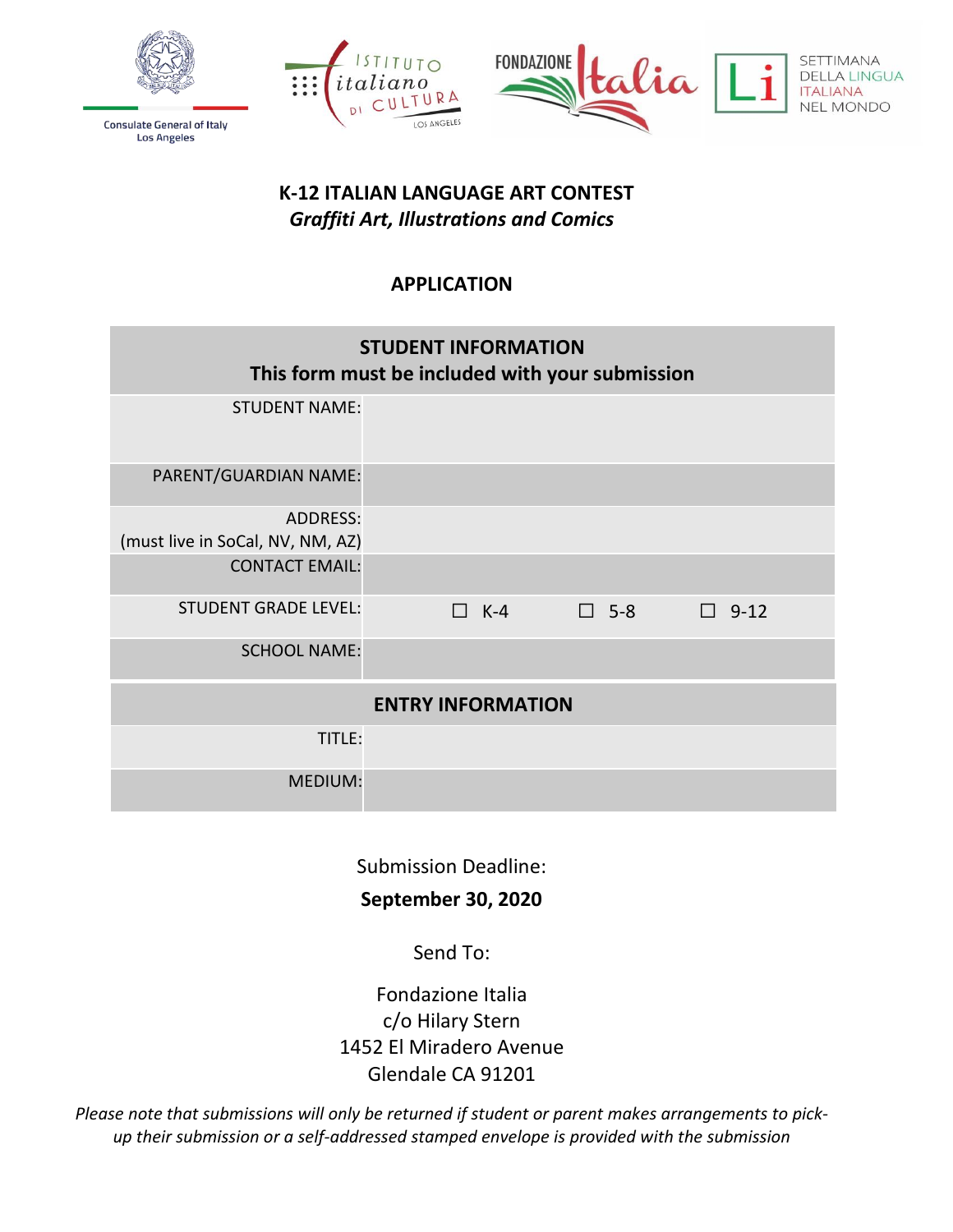Consulate General of Italy
Los Angeles

ISTITUTO italiano DI CULTURA LOS ANGELES

FONDAZIONE Italia

Li SETTIMANA DELLA LINGUA ITALIANA NEL MONDO

## K-12 ITALIAN LANGUAGE ART CONTEST
### *Graffiti Art, Illustrations and Comics*

### APPLICATION

| | |
|---|---|
| **STUDENT INFORMATION**<br>**This form must be included with your submission** | |
| STUDENT NAME: | |
| PARENT/GUARDIAN NAME: | |
| ADDRESS:<br>(must live in SoCal, NV, NM, AZ) | |
| CONTACT EMAIL: | |
| STUDENT GRADE LEVEL: | ☐ K-4 ☐ 5-8 ☐ 9-12 |
| SCHOOL NAME: | |
| **ENTRY INFORMATION** | |
| TITLE: | |
| MEDIUM: | |

Submission Deadline:

**September 30, 2020**

Send To:

Fondazione Italia
c/o Hilary Stern
1452 El Miradero Avenue
Glendale CA 91201

*Please note that submissions will only be returned if student or parent makes arrangements to pick-up their submission or a self-addressed stamped envelope is provided with the submission*